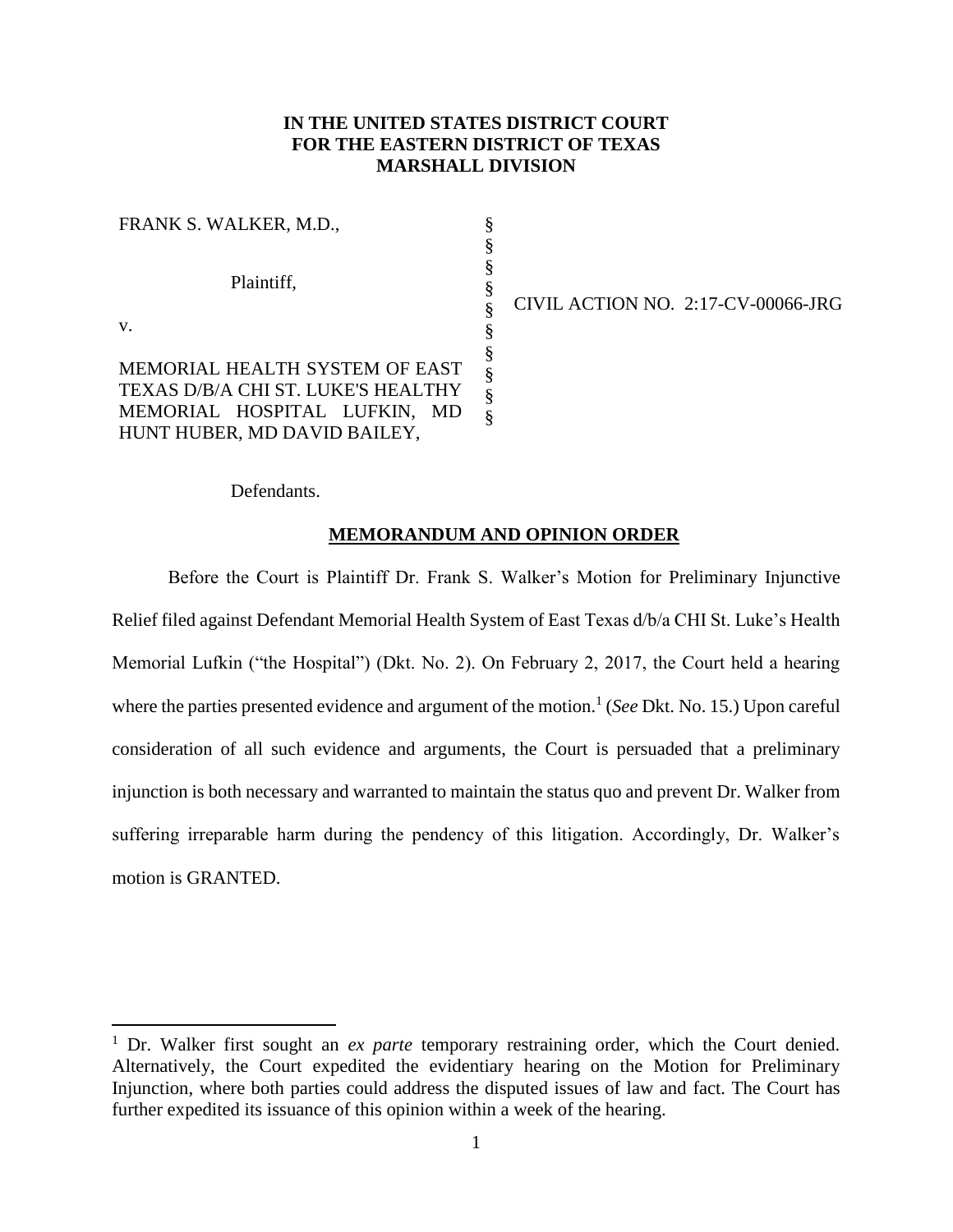**IN THE UNITED STATES DISTRICT COURT**
**FOR THE EASTERN DISTRICT OF TEXAS**
**MARSHALL DIVISION**

| | | |
|---|---|---|
| FRANK S. WALKER, M.D., | § | |
| | § | |
| Plaintiff, | § | |
| | § | CIVIL ACTION NO. 2:17-CV-00066-JRG |
| v. | § | |
| | § | |
| MEMORIAL HEALTH SYSTEM OF EAST TEXAS D/B/A CHI ST. LUKE'S HEALTHY MEMORIAL HOSPITAL LUFKIN, MD HUNT HUBER, MD DAVID BAILEY, | § | |
| | § | |
| Defendants. | | |

**MEMORANDUM AND OPINION ORDER**

Before the Court is Plaintiff Dr. Frank S. Walker's Motion for Preliminary Injunctive Relief filed against Defendant Memorial Health System of East Texas d/b/a CHI St. Luke's Health Memorial Lufkin ("the Hospital") (Dkt. No. 2). On February 2, 2017, the Court held a hearing where the parties presented evidence and argument of the motion.[1] (*See* Dkt. No. 15.) Upon careful consideration of all such evidence and arguments, the Court is persuaded that a preliminary injunction is both necessary and warranted to maintain the status quo and prevent Dr. Walker from suffering irreparable harm during the pendency of this litigation. Accordingly, Dr. Walker's motion is GRANTED.

---

[1] Dr. Walker first sought an *ex parte* temporary restraining order, which the Court denied. Alternatively, the Court expedited the evidentiary hearing on the Motion for Preliminary Injunction, where both parties could address the disputed issues of law and fact. The Court has further expedited its issuance of this opinion within a week of the hearing.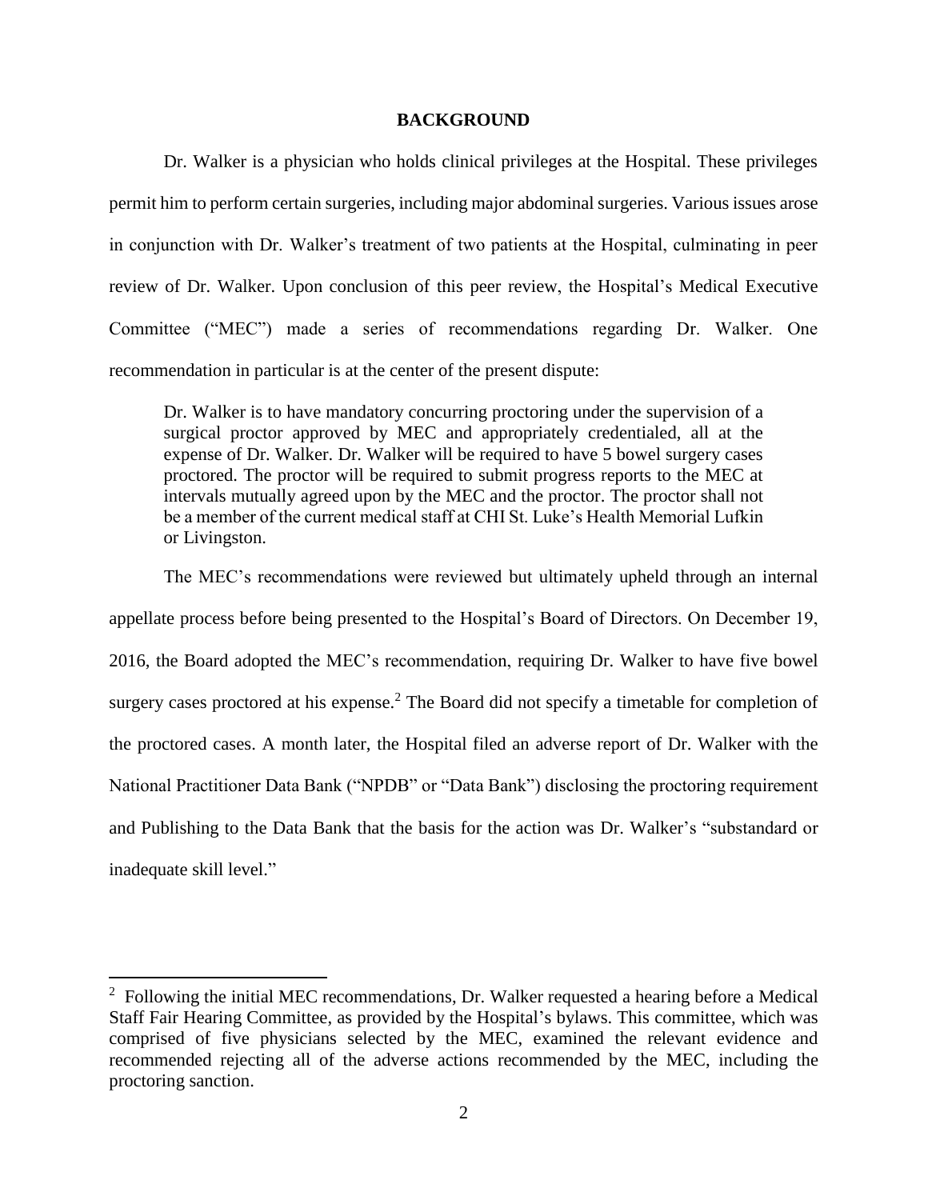## BACKGROUND

Dr. Walker is a physician who holds clinical privileges at the Hospital. These privileges permit him to perform certain surgeries, including major abdominal surgeries. Various issues arose in conjunction with Dr. Walker's treatment of two patients at the Hospital, culminating in peer review of Dr. Walker. Upon conclusion of this peer review, the Hospital's Medical Executive Committee ("MEC") made a series of recommendations regarding Dr. Walker. One recommendation in particular is at the center of the present dispute:

> Dr. Walker is to have mandatory concurring proctoring under the supervision of a surgical proctor approved by MEC and appropriately credentialed, all at the expense of Dr. Walker. Dr. Walker will be required to have 5 bowel surgery cases proctored. The proctor will be required to submit progress reports to the MEC at intervals mutually agreed upon by the MEC and the proctor. The proctor shall not be a member of the current medical staff at CHI St. Luke's Health Memorial Lufkin or Livingston.

The MEC's recommendations were reviewed but ultimately upheld through an internal appellate process before being presented to the Hospital's Board of Directors. On December 19, 2016, the Board adopted the MEC's recommendation, requiring Dr. Walker to have five bowel surgery cases proctored at his expense.[2] The Board did not specify a timetable for completion of the proctored cases. A month later, the Hospital filed an adverse report of Dr. Walker with the National Practitioner Data Bank ("NPDB" or "Data Bank") disclosing the proctoring requirement and Publishing to the Data Bank that the basis for the action was Dr. Walker's "substandard or inadequate skill level."

---

[2] Following the initial MEC recommendations, Dr. Walker requested a hearing before a Medical Staff Fair Hearing Committee, as provided by the Hospital's bylaws. This committee, which was comprised of five physicians selected by the MEC, examined the relevant evidence and recommended rejecting all of the adverse actions recommended by the MEC, including the proctoring sanction.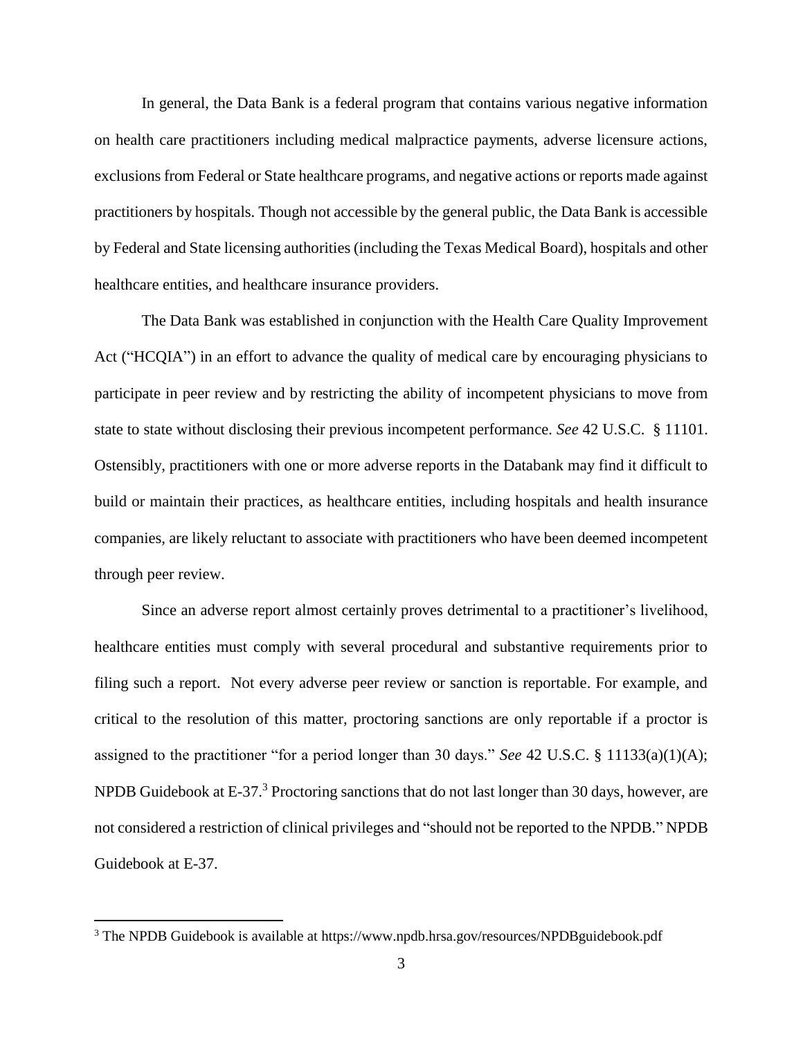In general, the Data Bank is a federal program that contains various negative information on health care practitioners including medical malpractice payments, adverse licensure actions, exclusions from Federal or State healthcare programs, and negative actions or reports made against practitioners by hospitals. Though not accessible by the general public, the Data Bank is accessible by Federal and State licensing authorities (including the Texas Medical Board), hospitals and other healthcare entities, and healthcare insurance providers.

The Data Bank was established in conjunction with the Health Care Quality Improvement Act ("HCQIA") in an effort to advance the quality of medical care by encouraging physicians to participate in peer review and by restricting the ability of incompetent physicians to move from state to state without disclosing their previous incompetent performance. *See* 42 U.S.C. § 11101. Ostensibly, practitioners with one or more adverse reports in the Databank may find it difficult to build or maintain their practices, as healthcare entities, including hospitals and health insurance companies, are likely reluctant to associate with practitioners who have been deemed incompetent through peer review.

Since an adverse report almost certainly proves detrimental to a practitioner's livelihood, healthcare entities must comply with several procedural and substantive requirements prior to filing such a report. Not every adverse peer review or sanction is reportable. For example, and critical to the resolution of this matter, proctoring sanctions are only reportable if a proctor is assigned to the practitioner "for a period longer than 30 days." *See* 42 U.S.C. § 11133(a)(1)(A); NPDB Guidebook at E-37.[3] Proctoring sanctions that do not last longer than 30 days, however, are not considered a restriction of clinical privileges and "should not be reported to the NPDB." NPDB Guidebook at E-37.

[3] The NPDB Guidebook is available at https://www.npdb.hrsa.gov/resources/NPDBguidebook.pdf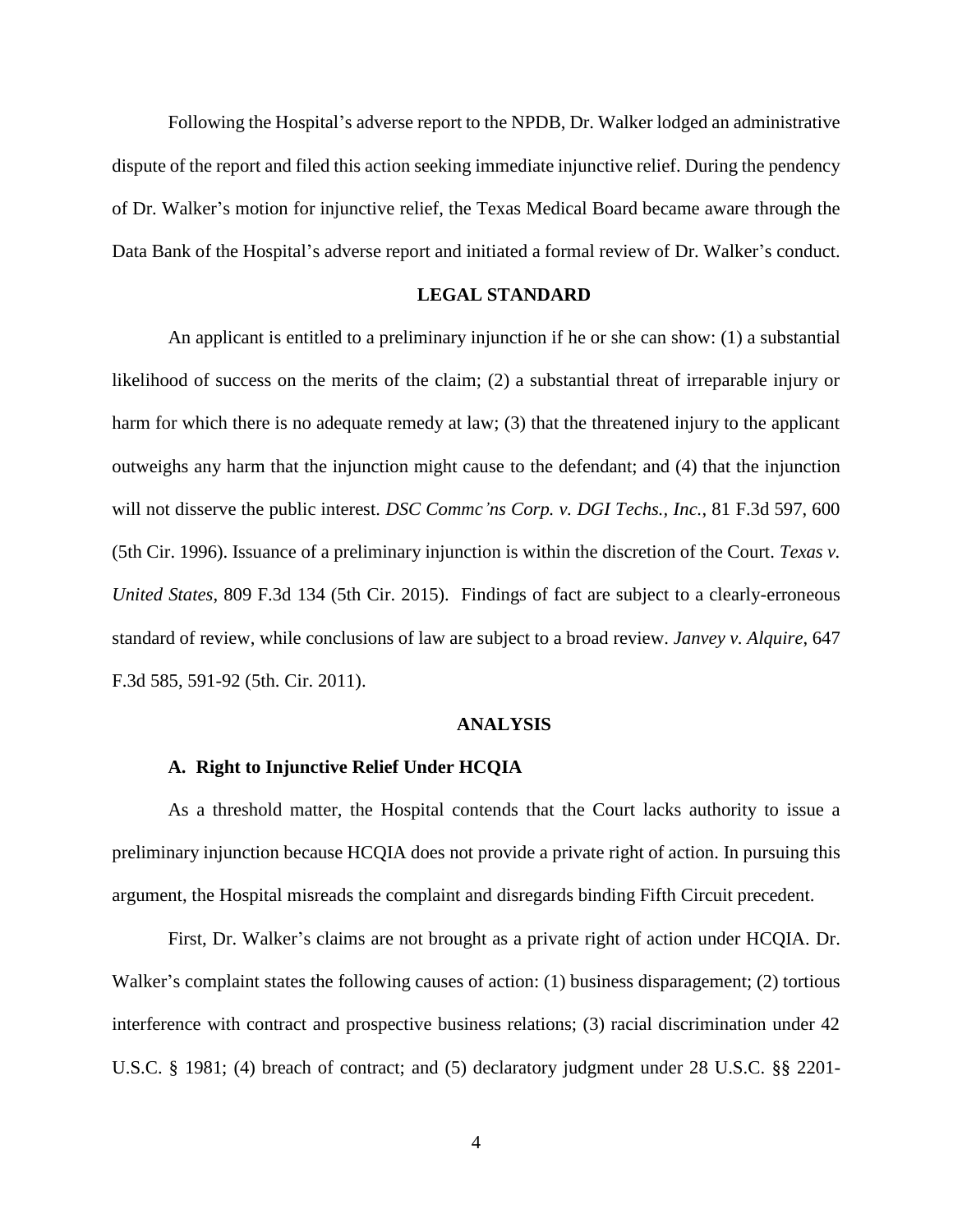Following the Hospital's adverse report to the NPDB, Dr. Walker lodged an administrative dispute of the report and filed this action seeking immediate injunctive relief. During the pendency of Dr. Walker's motion for injunctive relief, the Texas Medical Board became aware through the Data Bank of the Hospital's adverse report and initiated a formal review of Dr. Walker's conduct.

## LEGAL STANDARD

An applicant is entitled to a preliminary injunction if he or she can show: (1) a substantial likelihood of success on the merits of the claim; (2) a substantial threat of irreparable injury or harm for which there is no adequate remedy at law; (3) that the threatened injury to the applicant outweighs any harm that the injunction might cause to the defendant; and (4) that the injunction will not disserve the public interest. *DSC Commc'ns Corp. v. DGI Techs., Inc.*, 81 F.3d 597, 600 (5th Cir. 1996). Issuance of a preliminary injunction is within the discretion of the Court. *Texas v. United States*, 809 F.3d 134 (5th Cir. 2015). Findings of fact are subject to a clearly-erroneous standard of review, while conclusions of law are subject to a broad review. *Janvey v. Alquire*, 647 F.3d 585, 591-92 (5th. Cir. 2011).

## ANALYSIS

### A. Right to Injunctive Relief Under HCQIA

As a threshold matter, the Hospital contends that the Court lacks authority to issue a preliminary injunction because HCQIA does not provide a private right of action. In pursuing this argument, the Hospital misreads the complaint and disregards binding Fifth Circuit precedent.

First, Dr. Walker's claims are not brought as a private right of action under HCQIA. Dr. Walker's complaint states the following causes of action: (1) business disparagement; (2) tortious interference with contract and prospective business relations; (3) racial discrimination under 42 U.S.C. § 1981; (4) breach of contract; and (5) declaratory judgment under 28 U.S.C. §§ 2201-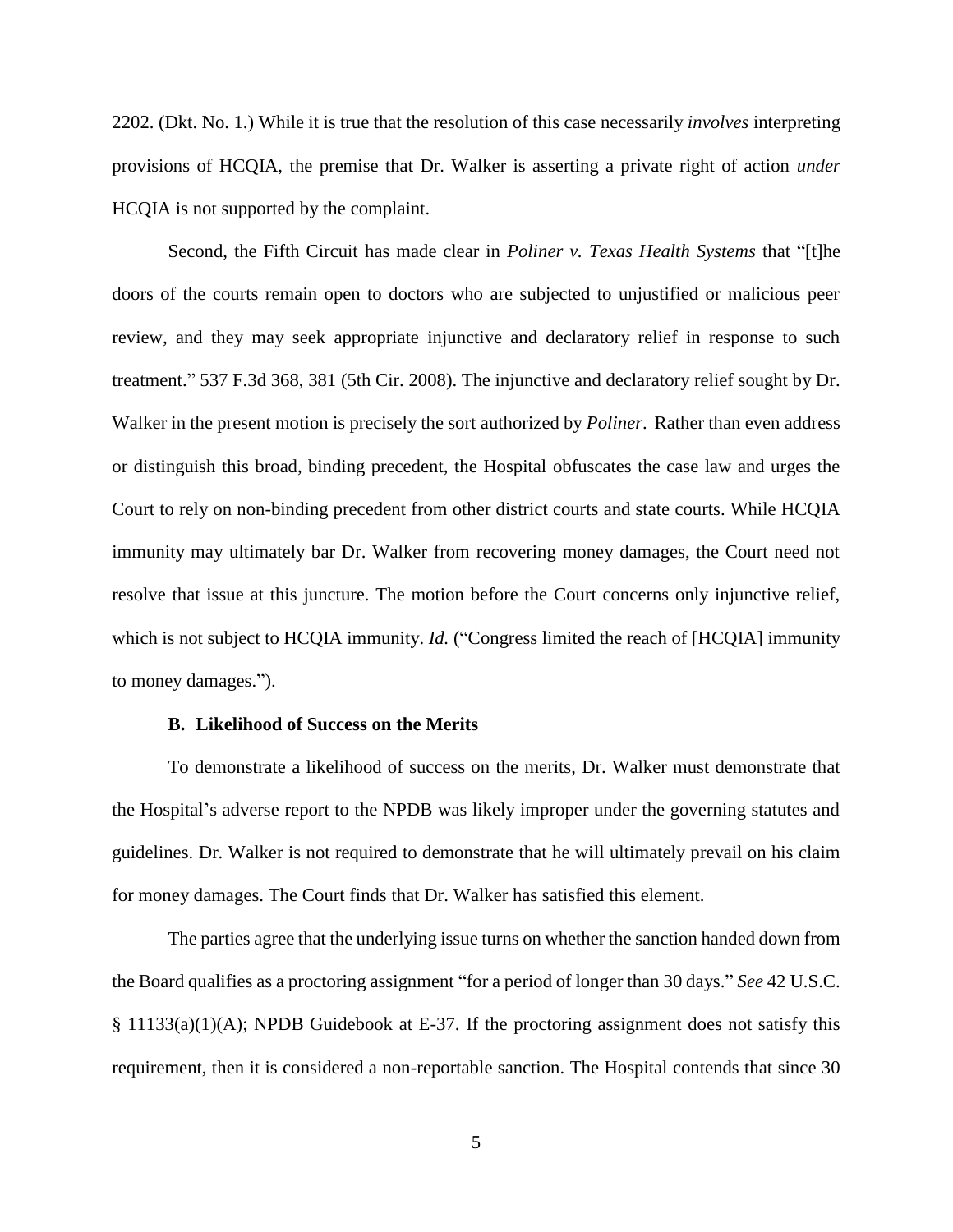2202. (Dkt. No. 1.) While it is true that the resolution of this case necessarily *involves* interpreting provisions of HCQIA, the premise that Dr. Walker is asserting a private right of action *under* HCQIA is not supported by the complaint.

Second, the Fifth Circuit has made clear in *Poliner v. Texas Health Systems* that "[t]he doors of the courts remain open to doctors who are subjected to unjustified or malicious peer review, and they may seek appropriate injunctive and declaratory relief in response to such treatment." 537 F.3d 368, 381 (5th Cir. 2008). The injunctive and declaratory relief sought by Dr. Walker in the present motion is precisely the sort authorized by *Poliner*. Rather than even address or distinguish this broad, binding precedent, the Hospital obfuscates the case law and urges the Court to rely on non-binding precedent from other district courts and state courts. While HCQIA immunity may ultimately bar Dr. Walker from recovering money damages, the Court need not resolve that issue at this juncture. The motion before the Court concerns only injunctive relief, which is not subject to HCQIA immunity. *Id.* ("Congress limited the reach of [HCQIA] immunity to money damages.").

### B. Likelihood of Success on the Merits

To demonstrate a likelihood of success on the merits, Dr. Walker must demonstrate that the Hospital's adverse report to the NPDB was likely improper under the governing statutes and guidelines. Dr. Walker is not required to demonstrate that he will ultimately prevail on his claim for money damages. The Court finds that Dr. Walker has satisfied this element.

The parties agree that the underlying issue turns on whether the sanction handed down from the Board qualifies as a proctoring assignment "for a period of longer than 30 days." *See* 42 U.S.C. § 11133(a)(1)(A); NPDB Guidebook at E-37. If the proctoring assignment does not satisfy this requirement, then it is considered a non-reportable sanction. The Hospital contends that since 30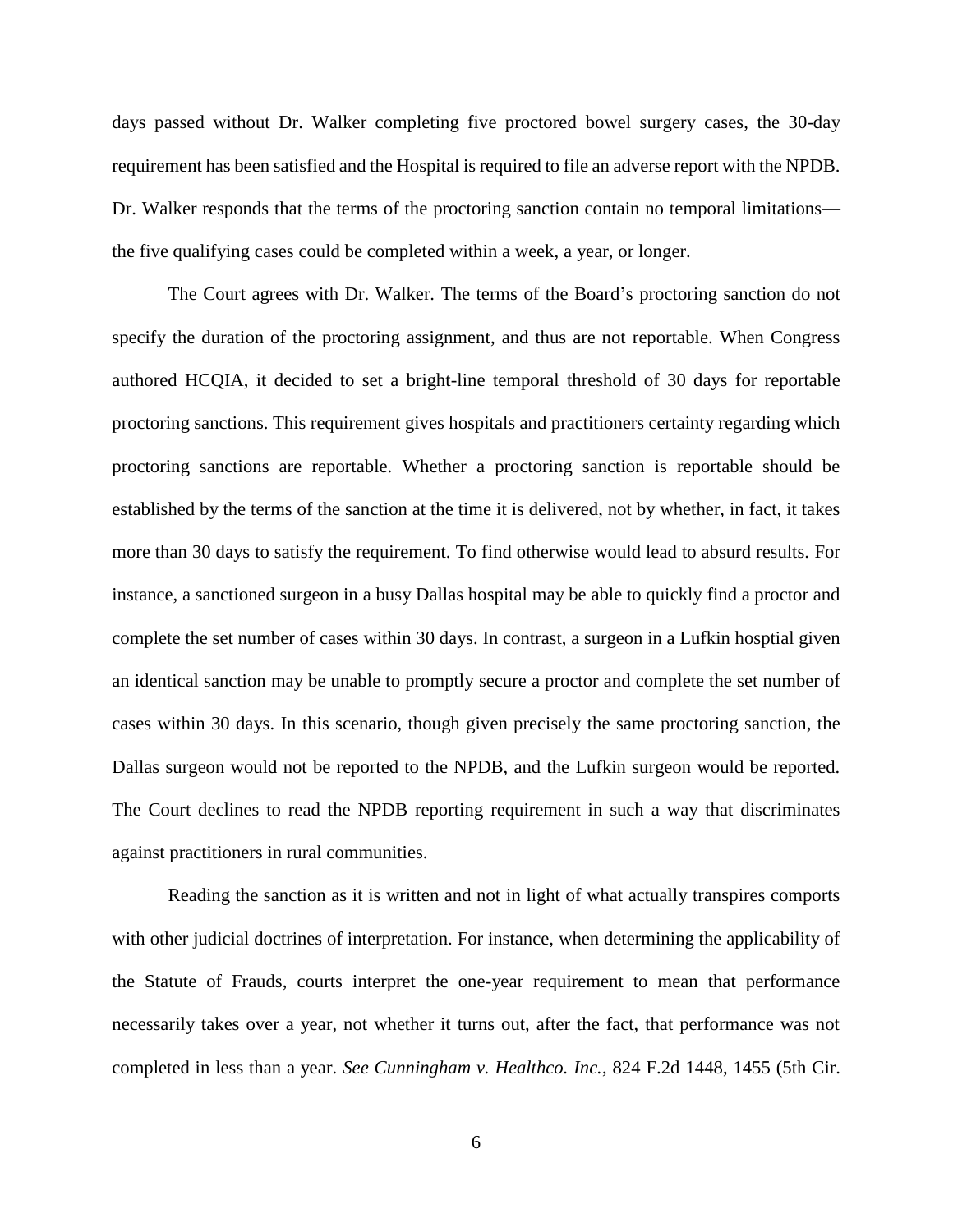days passed without Dr. Walker completing five proctored bowel surgery cases, the 30-day requirement has been satisfied and the Hospital is required to file an adverse report with the NPDB. Dr. Walker responds that the terms of the proctoring sanction contain no temporal limitations—the five qualifying cases could be completed within a week, a year, or longer.

The Court agrees with Dr. Walker. The terms of the Board's proctoring sanction do not specify the duration of the proctoring assignment, and thus are not reportable. When Congress authored HCQIA, it decided to set a bright-line temporal threshold of 30 days for reportable proctoring sanctions. This requirement gives hospitals and practitioners certainty regarding which proctoring sanctions are reportable. Whether a proctoring sanction is reportable should be established by the terms of the sanction at the time it is delivered, not by whether, in fact, it takes more than 30 days to satisfy the requirement. To find otherwise would lead to absurd results. For instance, a sanctioned surgeon in a busy Dallas hospital may be able to quickly find a proctor and complete the set number of cases within 30 days. In contrast, a surgeon in a Lufkin hosptial given an identical sanction may be unable to promptly secure a proctor and complete the set number of cases within 30 days. In this scenario, though given precisely the same proctoring sanction, the Dallas surgeon would not be reported to the NPDB, and the Lufkin surgeon would be reported. The Court declines to read the NPDB reporting requirement in such a way that discriminates against practitioners in rural communities.

Reading the sanction as it is written and not in light of what actually transpires comports with other judicial doctrines of interpretation. For instance, when determining the applicability of the Statute of Frauds, courts interpret the one-year requirement to mean that performance necessarily takes over a year, not whether it turns out, after the fact, that performance was not completed in less than a year. *See Cunningham v. Healthco. Inc.*, 824 F.2d 1448, 1455 (5th Cir.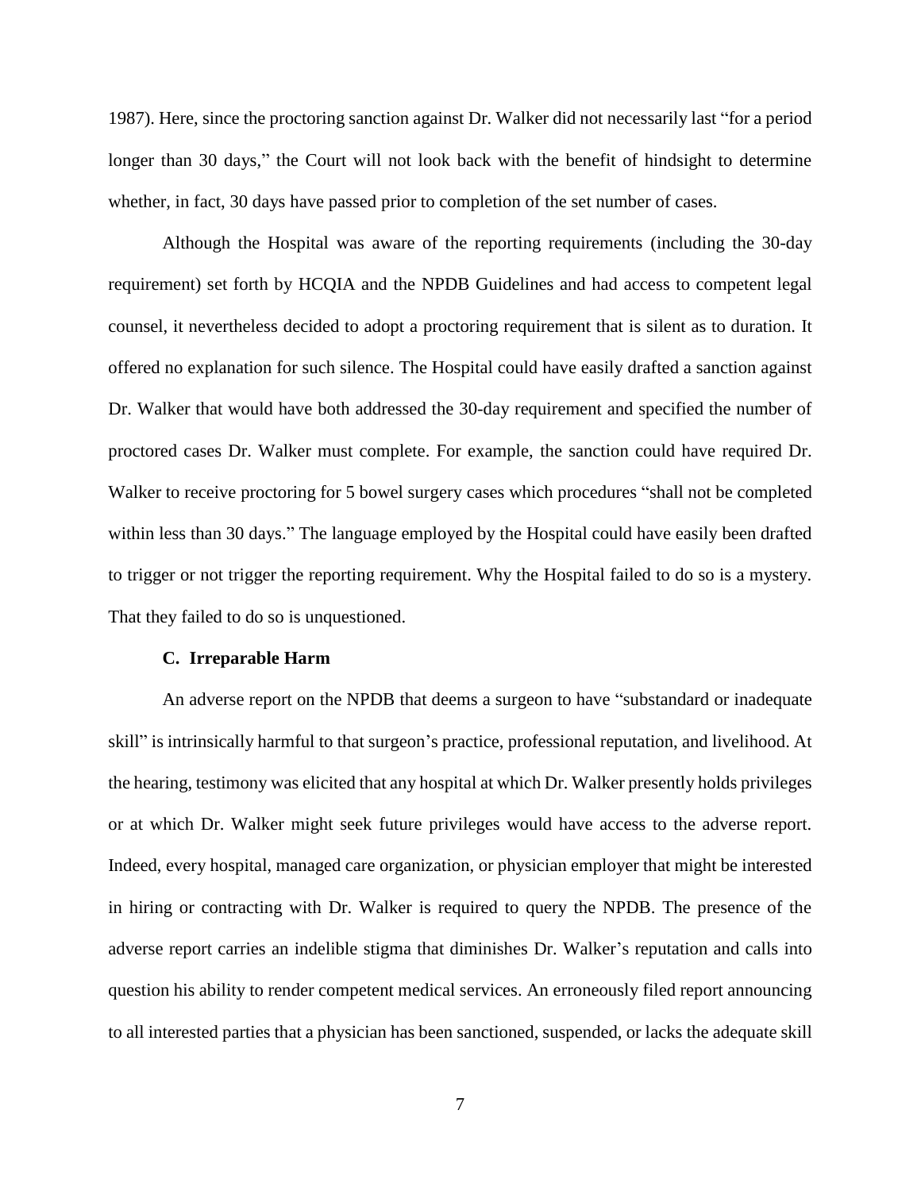1987). Here, since the proctoring sanction against Dr. Walker did not necessarily last "for a period longer than 30 days," the Court will not look back with the benefit of hindsight to determine whether, in fact, 30 days have passed prior to completion of the set number of cases.

Although the Hospital was aware of the reporting requirements (including the 30-day requirement) set forth by HCQIA and the NPDB Guidelines and had access to competent legal counsel, it nevertheless decided to adopt a proctoring requirement that is silent as to duration. It offered no explanation for such silence. The Hospital could have easily drafted a sanction against Dr. Walker that would have both addressed the 30-day requirement and specified the number of proctored cases Dr. Walker must complete. For example, the sanction could have required Dr. Walker to receive proctoring for 5 bowel surgery cases which procedures "shall not be completed within less than 30 days." The language employed by the Hospital could have easily been drafted to trigger or not trigger the reporting requirement. Why the Hospital failed to do so is a mystery. That they failed to do so is unquestioned.

### C. Irreparable Harm

An adverse report on the NPDB that deems a surgeon to have "substandard or inadequate skill" is intrinsically harmful to that surgeon's practice, professional reputation, and livelihood. At the hearing, testimony was elicited that any hospital at which Dr. Walker presently holds privileges or at which Dr. Walker might seek future privileges would have access to the adverse report. Indeed, every hospital, managed care organization, or physician employer that might be interested in hiring or contracting with Dr. Walker is required to query the NPDB. The presence of the adverse report carries an indelible stigma that diminishes Dr. Walker's reputation and calls into question his ability to render competent medical services. An erroneously filed report announcing to all interested parties that a physician has been sanctioned, suspended, or lacks the adequate skill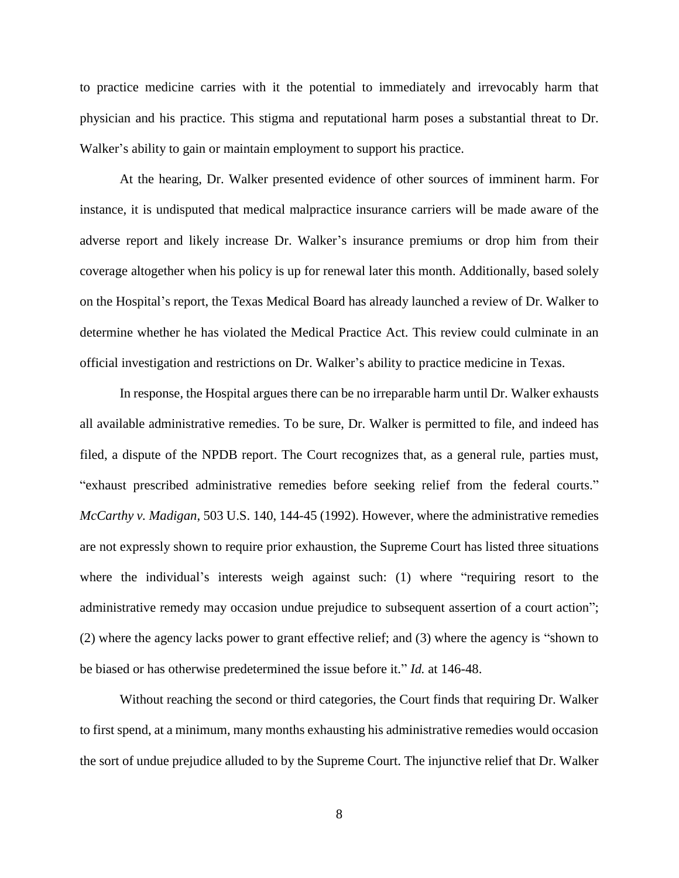to practice medicine carries with it the potential to immediately and irrevocably harm that physician and his practice. This stigma and reputational harm poses a substantial threat to Dr. Walker's ability to gain or maintain employment to support his practice.

At the hearing, Dr. Walker presented evidence of other sources of imminent harm. For instance, it is undisputed that medical malpractice insurance carriers will be made aware of the adverse report and likely increase Dr. Walker's insurance premiums or drop him from their coverage altogether when his policy is up for renewal later this month. Additionally, based solely on the Hospital's report, the Texas Medical Board has already launched a review of Dr. Walker to determine whether he has violated the Medical Practice Act. This review could culminate in an official investigation and restrictions on Dr. Walker's ability to practice medicine in Texas.

In response, the Hospital argues there can be no irreparable harm until Dr. Walker exhausts all available administrative remedies. To be sure, Dr. Walker is permitted to file, and indeed has filed, a dispute of the NPDB report. The Court recognizes that, as a general rule, parties must, "exhaust prescribed administrative remedies before seeking relief from the federal courts." *McCarthy v. Madigan*, 503 U.S. 140, 144-45 (1992). However, where the administrative remedies are not expressly shown to require prior exhaustion, the Supreme Court has listed three situations where the individual's interests weigh against such: (1) where "requiring resort to the administrative remedy may occasion undue prejudice to subsequent assertion of a court action"; (2) where the agency lacks power to grant effective relief; and (3) where the agency is "shown to be biased or has otherwise predetermined the issue before it." *Id.* at 146-48.

Without reaching the second or third categories, the Court finds that requiring Dr. Walker to first spend, at a minimum, many months exhausting his administrative remedies would occasion the sort of undue prejudice alluded to by the Supreme Court. The injunctive relief that Dr. Walker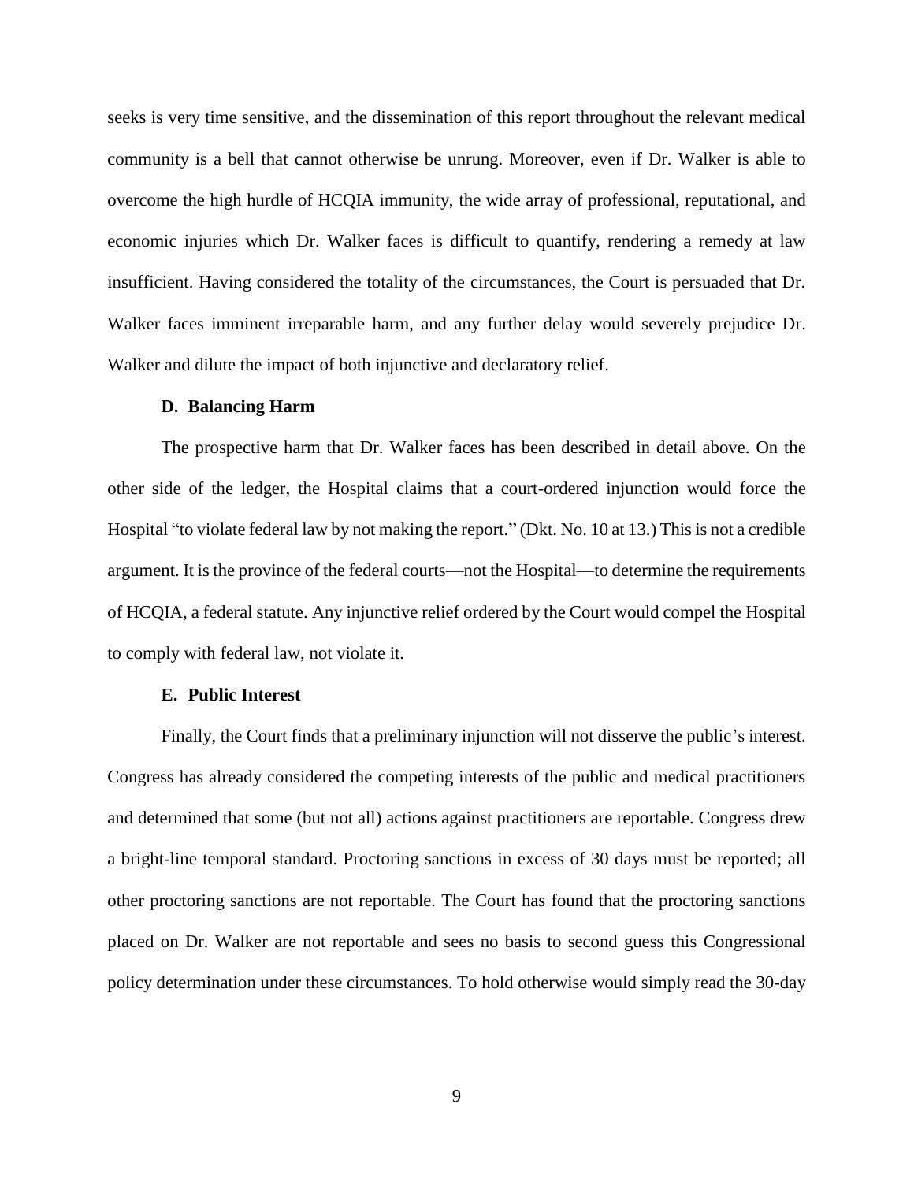seeks is very time sensitive, and the dissemination of this report throughout the relevant medical community is a bell that cannot otherwise be unrung. Moreover, even if Dr. Walker is able to overcome the high hurdle of HCQIA immunity, the wide array of professional, reputational, and economic injuries which Dr. Walker faces is difficult to quantify, rendering a remedy at law insufficient. Having considered the totality of the circumstances, the Court is persuaded that Dr. Walker faces imminent irreparable harm, and any further delay would severely prejudice Dr. Walker and dilute the impact of both injunctive and declaratory relief.

### D. Balancing Harm

The prospective harm that Dr. Walker faces has been described in detail above. On the other side of the ledger, the Hospital claims that a court-ordered injunction would force the Hospital "to violate federal law by not making the report." (Dkt. No. 10 at 13.) This is not a credible argument. It is the province of the federal courts—not the Hospital—to determine the requirements of HCQIA, a federal statute. Any injunctive relief ordered by the Court would compel the Hospital to comply with federal law, not violate it.

### E. Public Interest

Finally, the Court finds that a preliminary injunction will not disserve the public's interest. Congress has already considered the competing interests of the public and medical practitioners and determined that some (but not all) actions against practitioners are reportable. Congress drew a bright-line temporal standard. Proctoring sanctions in excess of 30 days must be reported; all other proctoring sanctions are not reportable. The Court has found that the proctoring sanctions placed on Dr. Walker are not reportable and sees no basis to second guess this Congressional policy determination under these circumstances. To hold otherwise would simply read the 30-day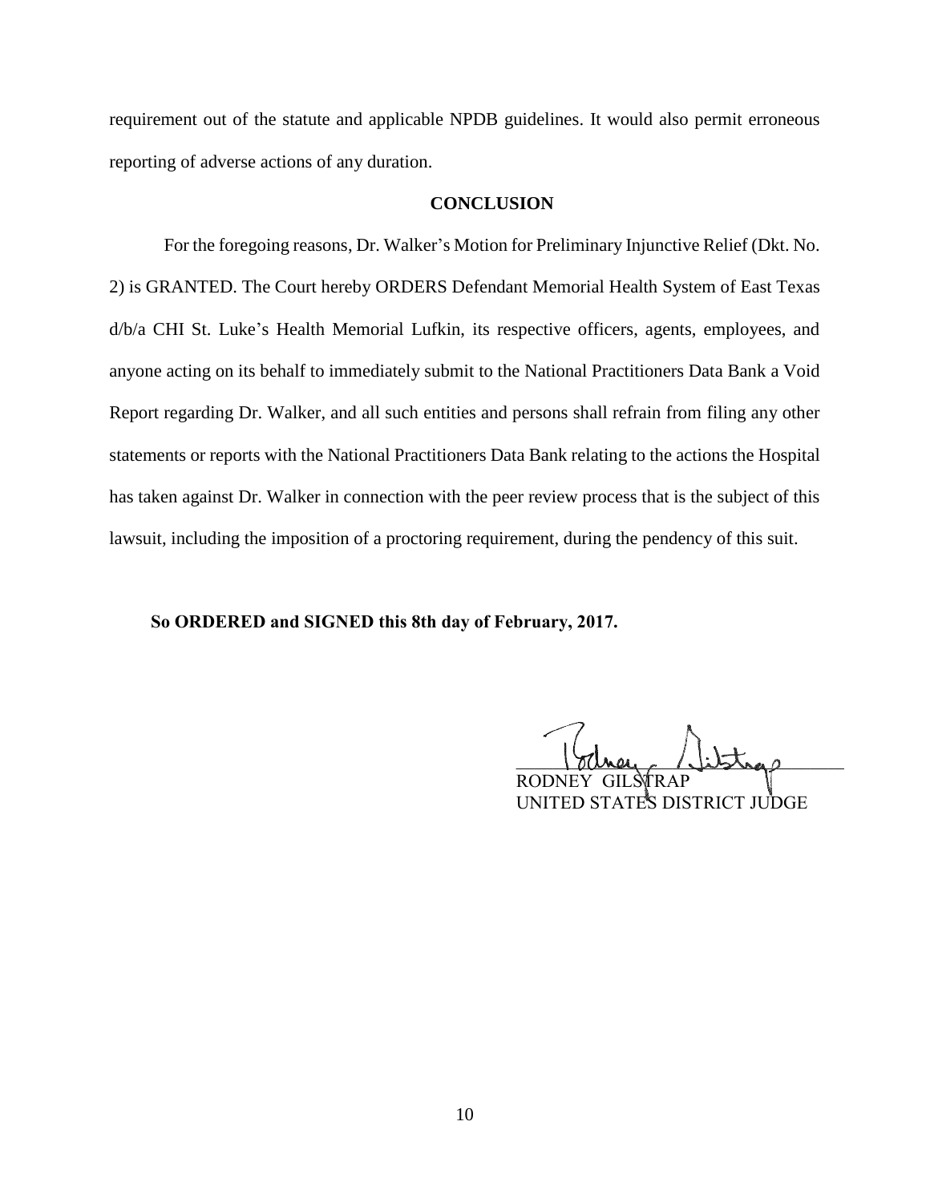requirement out of the statute and applicable NPDB guidelines. It would also permit erroneous reporting of adverse actions of any duration.

## CONCLUSION

For the foregoing reasons, Dr. Walker's Motion for Preliminary Injunctive Relief (Dkt. No. 2) is GRANTED. The Court hereby ORDERS Defendant Memorial Health System of East Texas d/b/a CHI St. Luke's Health Memorial Lufkin, its respective officers, agents, employees, and anyone acting on its behalf to immediately submit to the National Practitioners Data Bank a Void Report regarding Dr. Walker, and all such entities and persons shall refrain from filing any other statements or reports with the National Practitioners Data Bank relating to the actions the Hospital has taken against Dr. Walker in connection with the peer review process that is the subject of this lawsuit, including the imposition of a proctoring requirement, during the pendency of this suit.

**So ORDERED and SIGNED this 8th day of February, 2017.**

RODNEY GILSTRAP
UNITED STATES DISTRICT JUDGE